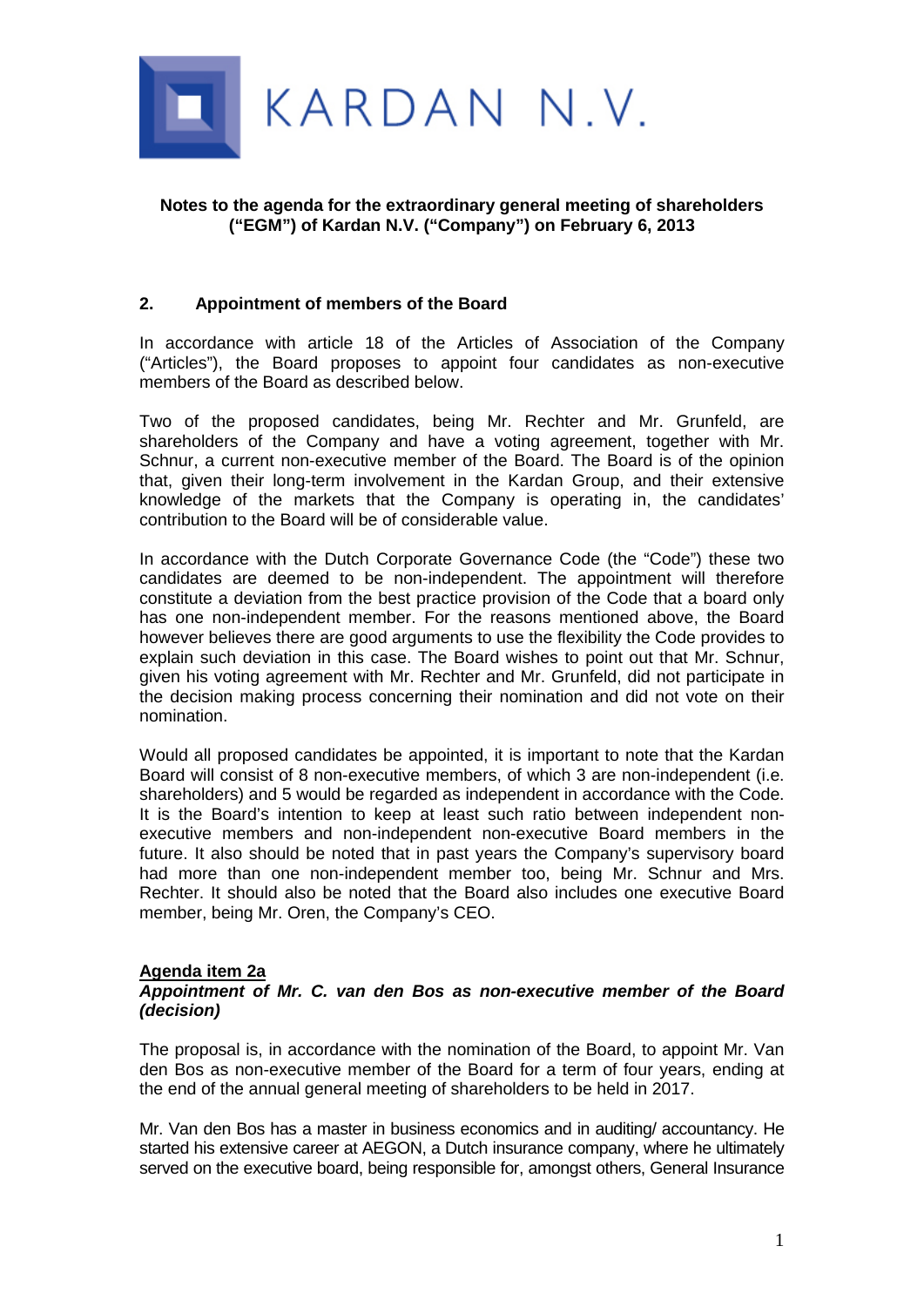KARDAN N.V.

**Notes to the agenda for the extraordinary general meeting of shareholders ("EGM") of Kardan N.V. ("Company") on February 6, 2013**

## 2. Appointment of members of the Board

In accordance with article 18 of the Articles of Association of the Company ("Articles"), the Board proposes to appoint four candidates as non-executive members of the Board as described below.

Two of the proposed candidates, being Mr. Rechter and Mr. Grunfeld, are shareholders of the Company and have a voting agreement, together with Mr. Schnur, a current non-executive member of the Board. The Board is of the opinion that, given their long-term involvement in the Kardan Group, and their extensive knowledge of the markets that the Company is operating in, the candidates' contribution to the Board will be of considerable value.

In accordance with the Dutch Corporate Governance Code (the "Code") these two candidates are deemed to be non-independent. The appointment will therefore constitute a deviation from the best practice provision of the Code that a board only has one non-independent member. For the reasons mentioned above, the Board however believes there are good arguments to use the flexibility the Code provides to explain such deviation in this case. The Board wishes to point out that Mr. Schnur, given his voting agreement with Mr. Rechter and Mr. Grunfeld, did not participate in the decision making process concerning their nomination and did not vote on their nomination.

Would all proposed candidates be appointed, it is important to note that the Kardan Board will consist of 8 non-executive members, of which 3 are non-independent (i.e. shareholders) and 5 would be regarded as independent in accordance with the Code. It is the Board's intention to keep at least such ratio between independent non-executive members and non-independent non-executive Board members in the future. It also should be noted that in past years the Company's supervisory board had more than one non-independent member too, being Mr. Schnur and Mrs. Rechter. It should also be noted that the Board also includes one executive Board member, being Mr. Oren, the Company's CEO.

**Agenda item 2a**

***Appointment of Mr. C. van den Bos as non-executive member of the Board (decision)***

The proposal is, in accordance with the nomination of the Board, to appoint Mr. Van den Bos as non-executive member of the Board for a term of four years, ending at the end of the annual general meeting of shareholders to be held in 2017.

Mr. Van den Bos has a master in business economics and in auditing/ accountancy. He started his extensive career at AEGON, a Dutch insurance company, where he ultimately served on the executive board, being responsible for, amongst others, General Insurance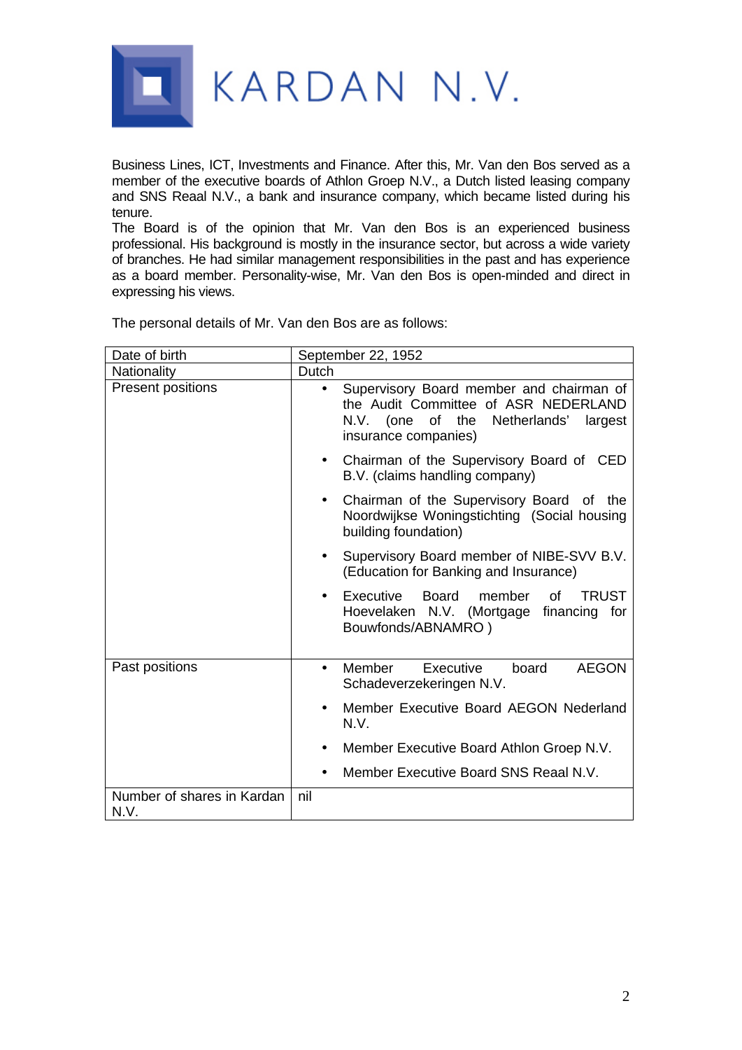Business Lines, ICT, Investments and Finance. After this, Mr. Van den Bos served as a member of the executive boards of Athlon Groep N.V., a Dutch listed leasing company and SNS Reaal N.V., a bank and insurance company, which became listed during his tenure.
The Board is of the opinion that Mr. Van den Bos is an experienced business professional. His background is mostly in the insurance sector, but across a wide variety of branches. He had similar management responsibilities in the past and has experience as a board member. Personality-wise, Mr. Van den Bos is open-minded and direct in expressing his views.

The personal details of Mr. Van den Bos are as follows:

| Date of birth | September 22, 1952 |
|---|---|
| Nationality | Dutch |
| Present positions | • Supervisory Board member and chairman of the Audit Committee of ASR NEDERLAND N.V. (one of the Netherlands' largest insurance companies)<br>• Chairman of the Supervisory Board of CED B.V. (claims handling company)<br>• Chairman of the Supervisory Board of the Noordwijkse Woningstichting (Social housing building foundation)<br>• Supervisory Board member of NIBE-SVV B.V. (Education for Banking and Insurance)<br>• Executive Board member of TRUST Hoevelaken N.V. (Mortgage financing for Bouwfonds/ABNAMRO ) |
| Past positions | • Member Executive board AEGON Schadeverzekeringen N.V.<br>• Member Executive Board AEGON Nederland N.V.<br>• Member Executive Board Athlon Groep N.V.<br>• Member Executive Board SNS Reaal N.V. |
| Number of shares in Kardan N.V. | nil |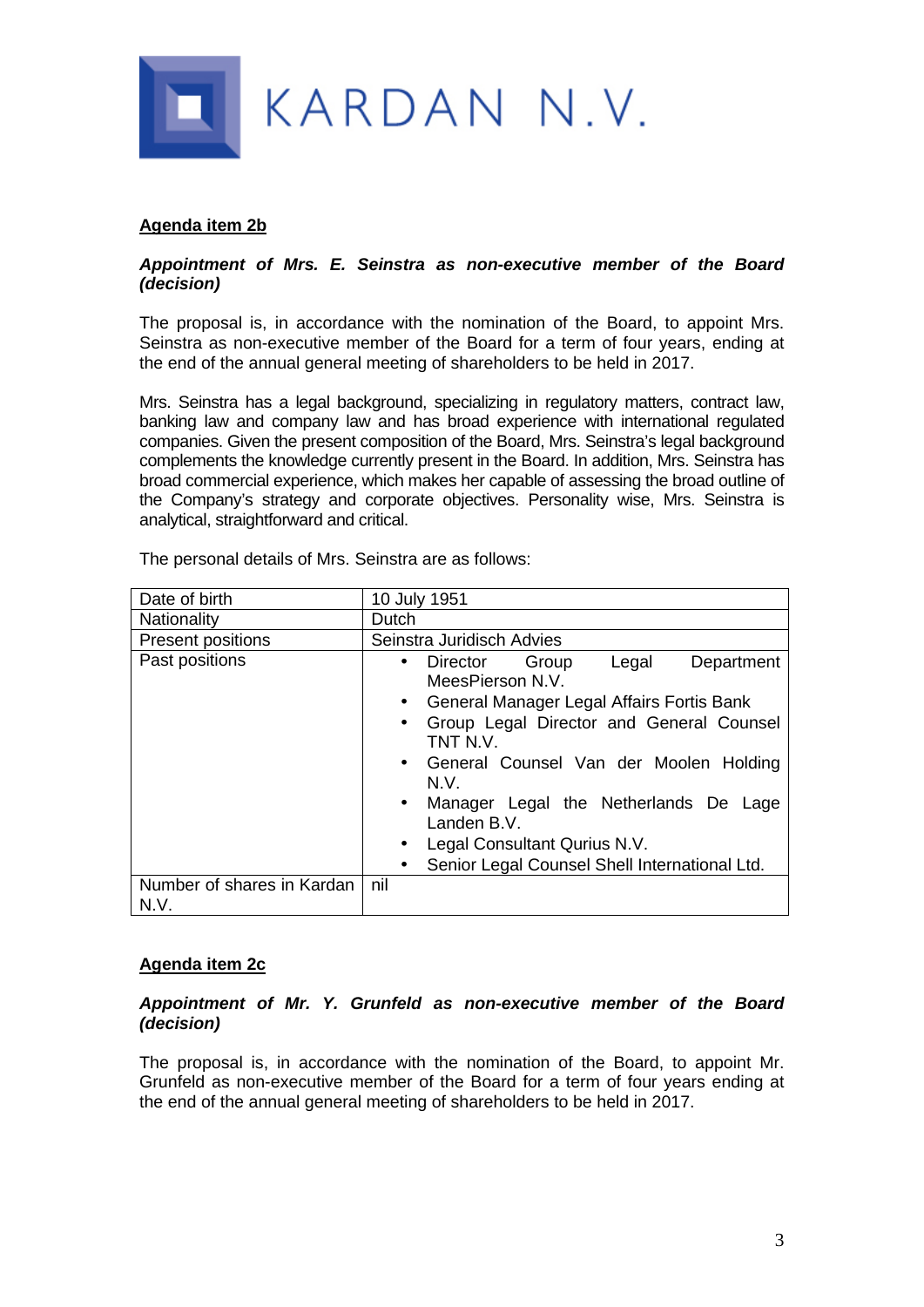KARDAN N.V.

**Agenda item 2b**

***Appointment of Mrs. E. Seinstra as non-executive member of the Board (decision)***

The proposal is, in accordance with the nomination of the Board, to appoint Mrs. Seinstra as non-executive member of the Board for a term of four years, ending at the end of the annual general meeting of shareholders to be held in 2017.

Mrs. Seinstra has a legal background, specializing in regulatory matters, contract law, banking law and company law and has broad experience with international regulated companies. Given the present composition of the Board, Mrs. Seinstra's legal background complements the knowledge currently present in the Board. In addition, Mrs. Seinstra has broad commercial experience, which makes her capable of assessing the broad outline of the Company's strategy and corporate objectives. Personality wise, Mrs. Seinstra is analytical, straightforward and critical.

The personal details of Mrs. Seinstra are as follows:

| | |
|---|---|
| Date of birth | 10 July 1951 |
| Nationality | Dutch |
| Present positions | Seinstra Juridisch Advies |
| Past positions | • Director Group Legal Department MeesPierson N.V.<br>• General Manager Legal Affairs Fortis Bank<br>• Group Legal Director and General Counsel TNT N.V.<br>• General Counsel Van der Moolen Holding N.V.<br>• Manager Legal the Netherlands De Lage Landen B.V.<br>• Legal Consultant Qurius N.V.<br>• Senior Legal Counsel Shell International Ltd. |
| Number of shares in Kardan N.V. | nil |

**Agenda item 2c**

***Appointment of Mr. Y. Grunfeld as non-executive member of the Board (decision)***

The proposal is, in accordance with the nomination of the Board, to appoint Mr. Grunfeld as non-executive member of the Board for a term of four years ending at the end of the annual general meeting of shareholders to be held in 2017.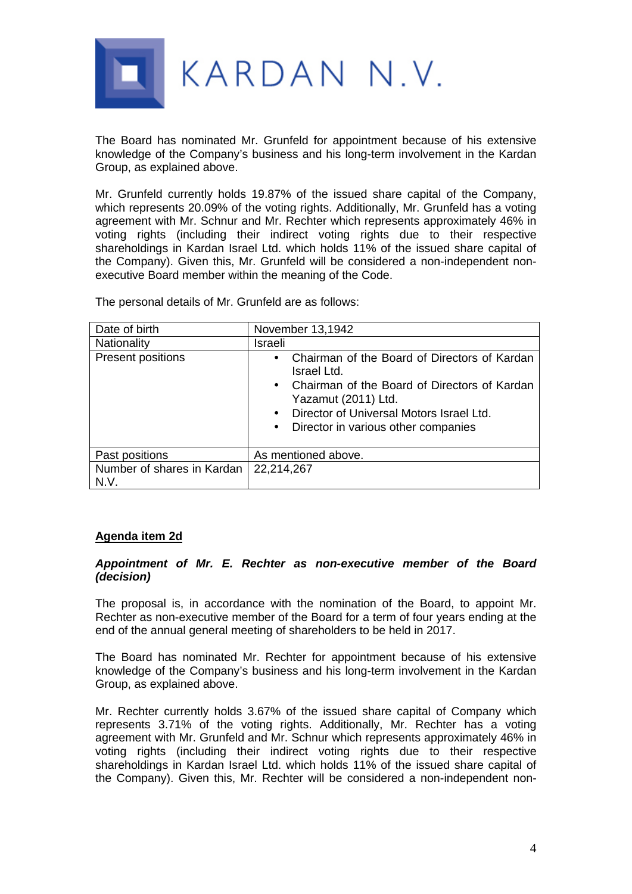The Board has nominated Mr. Grunfeld for appointment because of his extensive knowledge of the Company's business and his long-term involvement in the Kardan Group, as explained above.

Mr. Grunfeld currently holds 19.87% of the issued share capital of the Company, which represents 20.09% of the voting rights. Additionally, Mr. Grunfeld has a voting agreement with Mr. Schnur and Mr. Rechter which represents approximately 46% in voting rights (including their indirect voting rights due to their respective shareholdings in Kardan Israel Ltd. which holds 11% of the issued share capital of the Company). Given this, Mr. Grunfeld will be considered a non-independent non-executive Board member within the meaning of the Code.

The personal details of Mr. Grunfeld are as follows:

| Date of birth | November 13,1942 |
|---|---|
| Nationality | Israeli |
| Present positions | • Chairman of the Board of Directors of Kardan Israel Ltd.<br>• Chairman of the Board of Directors of Kardan Yazamut (2011) Ltd.<br>• Director of Universal Motors Israel Ltd.<br>• Director in various other companies |
| Past positions | As mentioned above. |
| Number of shares in Kardan N.V. | 22,214,267 |

**Agenda item 2d**

***Appointment of Mr. E. Rechter as non-executive member of the Board (decision)***

The proposal is, in accordance with the nomination of the Board, to appoint Mr. Rechter as non-executive member of the Board for a term of four years ending at the end of the annual general meeting of shareholders to be held in 2017.

The Board has nominated Mr. Rechter for appointment because of his extensive knowledge of the Company's business and his long-term involvement in the Kardan Group, as explained above.

Mr. Rechter currently holds 3.67% of the issued share capital of Company which represents 3.71% of the voting rights. Additionally, Mr. Rechter has a voting agreement with Mr. Grunfeld and Mr. Schnur which represents approximately 46% in voting rights (including their indirect voting rights due to their respective shareholdings in Kardan Israel Ltd. which holds 11% of the issued share capital of the Company). Given this, Mr. Rechter will be considered a non-independent non-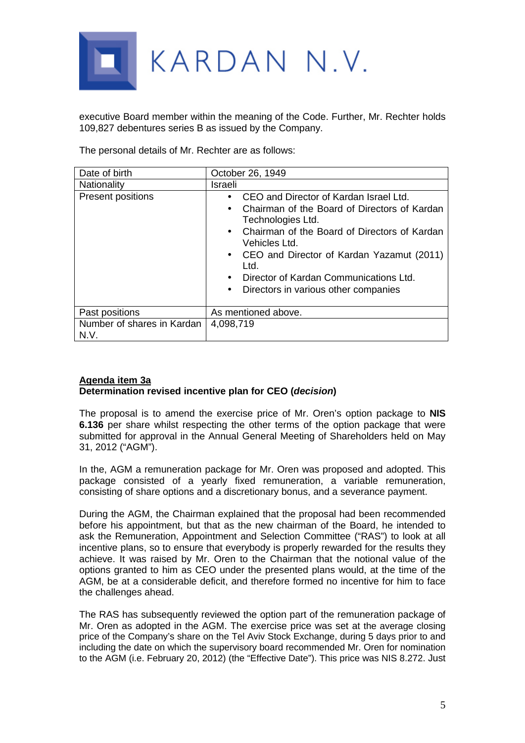executive Board member within the meaning of the Code. Further, Mr. Rechter holds 109,827 debentures series B as issued by the Company.

The personal details of Mr. Rechter are as follows:

| Date of birth | October 26, 1949 |
| --- | --- |
| Nationality | Israeli |
| Present positions | • CEO and Director of Kardan Israel Ltd.<br>• Chairman of the Board of Directors of Kardan Technologies Ltd.<br>• Chairman of the Board of Directors of Kardan Vehicles Ltd.<br>• CEO and Director of Kardan Yazamut (2011) Ltd.<br>• Director of Kardan Communications Ltd.<br>• Directors in various other companies |
| Past positions | As mentioned above. |
| Number of shares in Kardan N.V. | 4,098,719 |

**<u>Agenda item 3a</u>**
**Determination revised incentive plan for CEO (*decision*)**

The proposal is to amend the exercise price of Mr. Oren's option package to **NIS 6.136** per share whilst respecting the other terms of the option package that were submitted for approval in the Annual General Meeting of Shareholders held on May 31, 2012 ("AGM").

In the, AGM a remuneration package for Mr. Oren was proposed and adopted. This package consisted of a yearly fixed remuneration, a variable remuneration, consisting of share options and a discretionary bonus, and a severance payment.

During the AGM, the Chairman explained that the proposal had been recommended before his appointment, but that as the new chairman of the Board, he intended to ask the Remuneration, Appointment and Selection Committee ("RAS") to look at all incentive plans, so to ensure that everybody is properly rewarded for the results they achieve. It was raised by Mr. Oren to the Chairman that the notional value of the options granted to him as CEO under the presented plans would, at the time of the AGM, be at a considerable deficit, and therefore formed no incentive for him to face the challenges ahead.

The RAS has subsequently reviewed the option part of the remuneration package of Mr. Oren as adopted in the AGM. The exercise price was set at the average closing price of the Company's share on the Tel Aviv Stock Exchange, during 5 days prior to and including the date on which the supervisory board recommended Mr. Oren for nomination to the AGM (i.e. February 20, 2012) (the "Effective Date"). This price was NIS 8.272. Just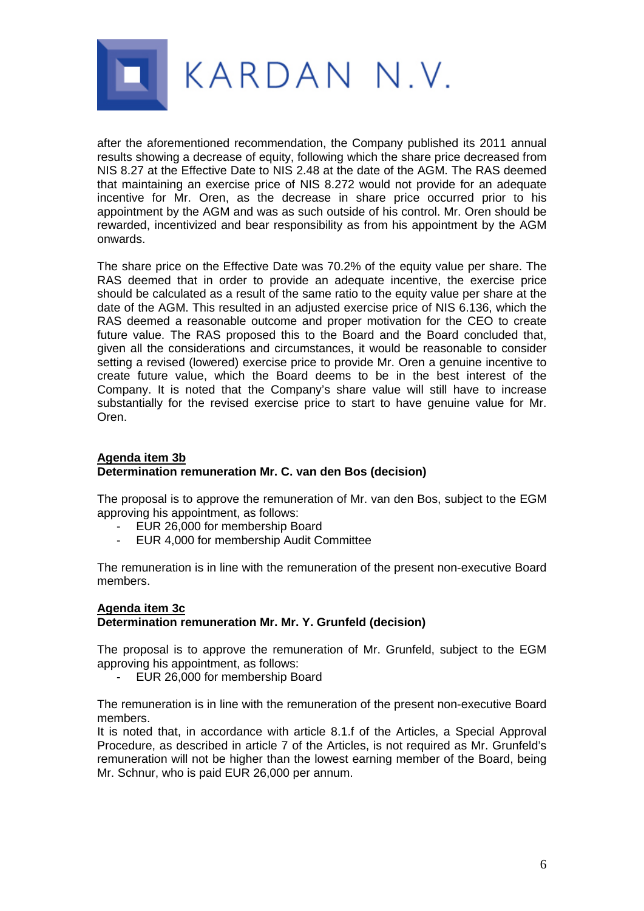after the aforementioned recommendation, the Company published its 2011 annual results showing a decrease of equity, following which the share price decreased from NIS 8.27 at the Effective Date to NIS 2.48 at the date of the AGM. The RAS deemed that maintaining an exercise price of NIS 8.272 would not provide for an adequate incentive for Mr. Oren, as the decrease in share price occurred prior to his appointment by the AGM and was as such outside of his control. Mr. Oren should be rewarded, incentivized and bear responsibility as from his appointment by the AGM onwards.

The share price on the Effective Date was 70.2% of the equity value per share. The RAS deemed that in order to provide an adequate incentive, the exercise price should be calculated as a result of the same ratio to the equity value per share at the date of the AGM. This resulted in an adjusted exercise price of NIS 6.136, which the RAS deemed a reasonable outcome and proper motivation for the CEO to create future value. The RAS proposed this to the Board and the Board concluded that, given all the considerations and circumstances, it would be reasonable to consider setting a revised (lowered) exercise price to provide Mr. Oren a genuine incentive to create future value, which the Board deems to be in the best interest of the Company. It is noted that the Company's share value will still have to increase substantially for the revised exercise price to start to have genuine value for Mr. Oren.

**Agenda item 3b**
**Determination remuneration Mr. C. van den Bos (decision)**

The proposal is to approve the remuneration of Mr. van den Bos, subject to the EGM approving his appointment, as follows:

- EUR 26,000 for membership Board
- EUR 4,000 for membership Audit Committee

The remuneration is in line with the remuneration of the present non-executive Board members.

**Agenda item 3c**
**Determination remuneration Mr. Mr. Y. Grunfeld (decision)**

The proposal is to approve the remuneration of Mr. Grunfeld, subject to the EGM approving his appointment, as follows:

- EUR 26,000 for membership Board

The remuneration is in line with the remuneration of the present non-executive Board members.
It is noted that, in accordance with article 8.1.f of the Articles, a Special Approval Procedure, as described in article 7 of the Articles, is not required as Mr. Grunfeld's remuneration will not be higher than the lowest earning member of the Board, being Mr. Schnur, who is paid EUR 26,000 per annum.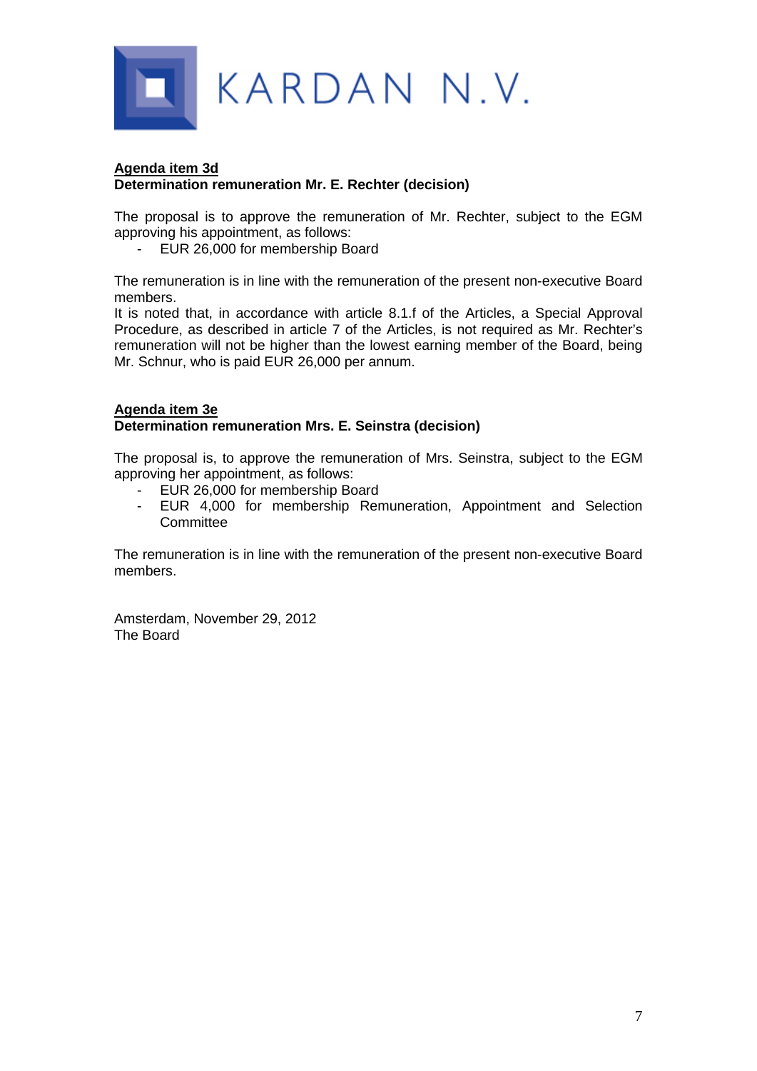KARDAN N.V.

**<u>Agenda item 3d</u>**
**Determination remuneration Mr. E. Rechter (decision)**

The proposal is to approve the remuneration of Mr. Rechter, subject to the EGM approving his appointment, as follows:

- EUR 26,000 for membership Board

The remuneration is in line with the remuneration of the present non-executive Board members.
It is noted that, in accordance with article 8.1.f of the Articles, a Special Approval Procedure, as described in article 7 of the Articles, is not required as Mr. Rechter's remuneration will not be higher than the lowest earning member of the Board, being Mr. Schnur, who is paid EUR 26,000 per annum.

**<u>Agenda item 3e</u>**
**Determination remuneration Mrs. E. Seinstra (decision)**

The proposal is, to approve the remuneration of Mrs. Seinstra, subject to the EGM approving her appointment, as follows:

- EUR 26,000 for membership Board
- EUR 4,000 for membership Remuneration, Appointment and Selection Committee

The remuneration is in line with the remuneration of the present non-executive Board members.

Amsterdam, November 29, 2012
The Board